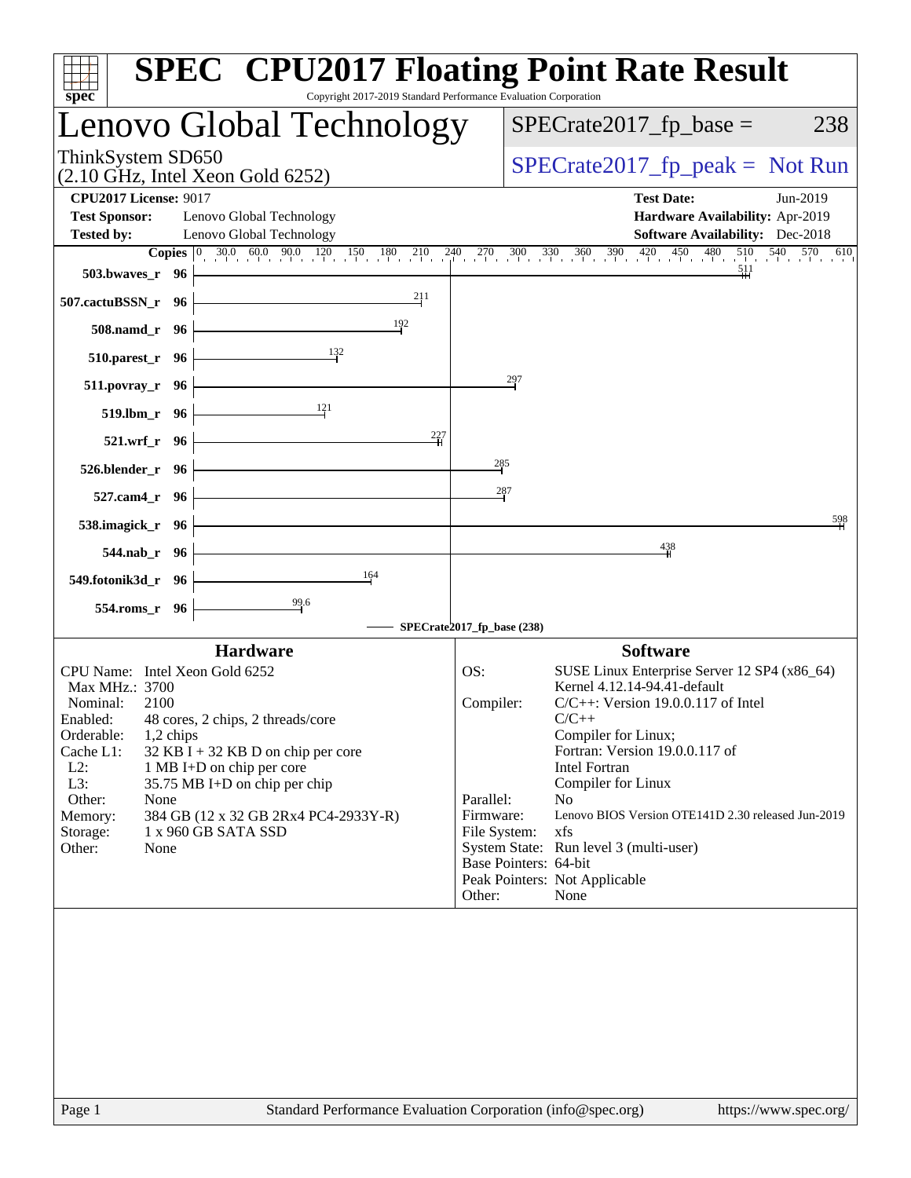# SPEC CPU2017 Floating Point Rate Result

Copyright 2017-2019 Standard Performance Evaluation Corporation

## Lenovo Global Technology

ThinkSystem SD650
(2.10 GHz, Intel Xeon Gold 6252)

SPECrate2017_fp_base = 238

SPECrate2017_fp_peak = Not Run

**CPU2017 License:** 9017
**Test Sponsor:** Lenovo Global Technology
**Tested by:** Lenovo Global Technology

**Test Date:** Jun-2019
**Hardware Availability:** Apr-2019
**Software Availability:** Dec-2018

| Benchmark | Copies | SPECrate2017_fp_base |
|---|---|---|
| 503.bwaves_r | 96 | 511 |
| 507.cactuBSSN_r | 96 | 211 |
| 508.namd_r | 96 | 192 |
| 510.parest_r | 96 | 132 |
| 511.povray_r | 96 | 297 |
| 519.lbm_r | 96 | 121 |
| 521.wrf_r | 96 | 227 |
| 526.blender_r | 96 | 285 |
| 527.cam4_r | 96 | 287 |
| 538.imagick_r | 96 | 598 |
| 544.nab_r | 96 | 438 |
| 549.fotonik3d_r | 96 | 164 |
| 554.roms_r | 96 | 99.6 |

SPECrate2017_fp_base (238)

### Hardware

| | |
|---|---|
| CPU Name: | Intel Xeon Gold 6252 |
| Max MHz.: | 3700 |
| Nominal: | 2100 |
| Enabled: | 48 cores, 2 chips, 2 threads/core |
| Orderable: | 1,2 chips |
| Cache L1: | 32 KB I + 32 KB D on chip per core |
| L2: | 1 MB I+D on chip per core |
| L3: | 35.75 MB I+D on chip per chip |
| Other: | None |
| Memory: | 384 GB (12 x 32 GB 2Rx4 PC4-2933Y-R) |
| Storage: | 1 x 960 GB SATA SSD |
| Other: | None |

### Software

| | |
|---|---|
| OS: | SUSE Linux Enterprise Server 12 SP4 (x86_64) Kernel 4.12.14-94.41-default |
| Compiler: | C/C++: Version 19.0.0.117 of Intel C/C++ Compiler for Linux; Fortran: Version 19.0.0.117 of Intel Fortran Compiler for Linux |
| Parallel: | No |
| Firmware: | Lenovo BIOS Version OTE141D 2.30 released Jun-2019 |
| File System: | xfs |
| System State: | Run level 3 (multi-user) |
| Base Pointers: | 64-bit |
| Peak Pointers: | Not Applicable |
| Other: | None |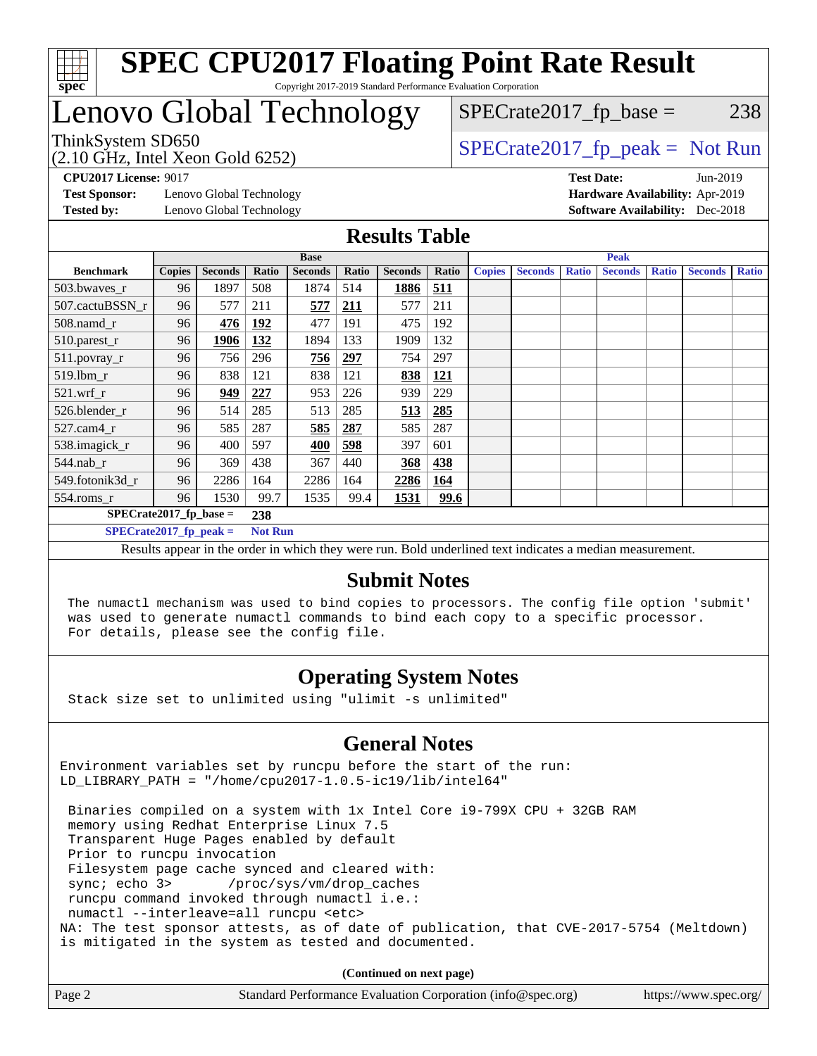# SPEC CPU2017 Floating Point Rate Result

Copyright 2017-2019 Standard Performance Evaluation Corporation

# Lenovo Global Technology

ThinkSystem SD650
(2.10 GHz, Intel Xeon Gold 6252)

SPECrate2017_fp_base = 238

SPECrate2017_fp_peak = Not Run

**CPU2017 License:** 9017
**Test Sponsor:** Lenovo Global Technology
**Tested by:** Lenovo Global Technology

**Test Date:** Jun-2019
**Hardware Availability:** Apr-2019
**Software Availability:** Dec-2018

## Results Table

| Benchmark | Base | | | | | | | Peak | | | | | | |
|---|---|---|---|---|---|---|---|---|---|---|---|---|---|---|
| | Copies | Seconds | Ratio | Seconds | Ratio | Seconds | Ratio | Copies | Seconds | Ratio | Seconds | Ratio | Seconds | Ratio |
| 503.bwaves_r | 96 | 1897 | 508 | 1874 | 514 | **1886** | **511** | | | | | | | |
| 507.cactuBSSN_r | 96 | 577 | 211 | **577** | **211** | 577 | 211 | | | | | | | |
| 508.namd_r | 96 | **476** | **192** | 477 | 191 | 475 | 192 | | | | | | | |
| 510.parest_r | 96 | **1906** | **132** | 1894 | 133 | 1909 | 132 | | | | | | | |
| 511.povray_r | 96 | 756 | 296 | **756** | **297** | 754 | 297 | | | | | | | |
| 519.lbm_r | 96 | 838 | 121 | 838 | 121 | **838** | **121** | | | | | | | |
| 521.wrf_r | 96 | **949** | **227** | 953 | 226 | 939 | 229 | | | | | | | |
| 526.blender_r | 96 | 514 | 285 | 513 | 285 | **513** | **285** | | | | | | | |
| 527.cam4_r | 96 | 585 | 287 | **585** | **287** | 585 | 287 | | | | | | | |
| 538.imagick_r | 96 | 400 | 597 | **400** | **598** | 397 | 601 | | | | | | | |
| 544.nab_r | 96 | 369 | 438 | 367 | 440 | **368** | **438** | | | | | | | |
| 549.fotonik3d_r | 96 | 2286 | 164 | 2286 | 164 | **2286** | **164** | | | | | | | |
| 554.roms_r | 96 | 1530 | 99.7 | 1535 | 99.4 | **1531** | **99.6** | | | | | | | |

**SPECrate2017_fp_base = 238**

**SPECrate2017_fp_peak = Not Run**

Results appear in the order in which they were run. Bold underlined text indicates a median measurement.

## Submit Notes

```
The numactl mechanism was used to bind copies to processors. The config file option 'submit'
was used to generate numactl commands to bind each copy to a specific processor.
For details, please see the config file.
```

## Operating System Notes

```
Stack size set to unlimited using "ulimit -s unlimited"
```

## General Notes

```
Environment variables set by runcpu before the start of the run:
LD_LIBRARY_PATH = "/home/cpu2017-1.0.5-ic19/lib/intel64"

 Binaries compiled on a system with 1x Intel Core i9-799X CPU + 32GB RAM
 memory using Redhat Enterprise Linux 7.5
 Transparent Huge Pages enabled by default
 Prior to runcpu invocation
 Filesystem page cache synced and cleared with:
 sync; echo 3>       /proc/sys/vm/drop_caches
 runcpu command invoked through numactl i.e.:
 numactl --interleave=all runcpu <etc>
NA: The test sponsor attests, as of date of publication, that CVE-2017-5754 (Meltdown)
is mitigated in the system as tested and documented.
```

**(Continued on next page)**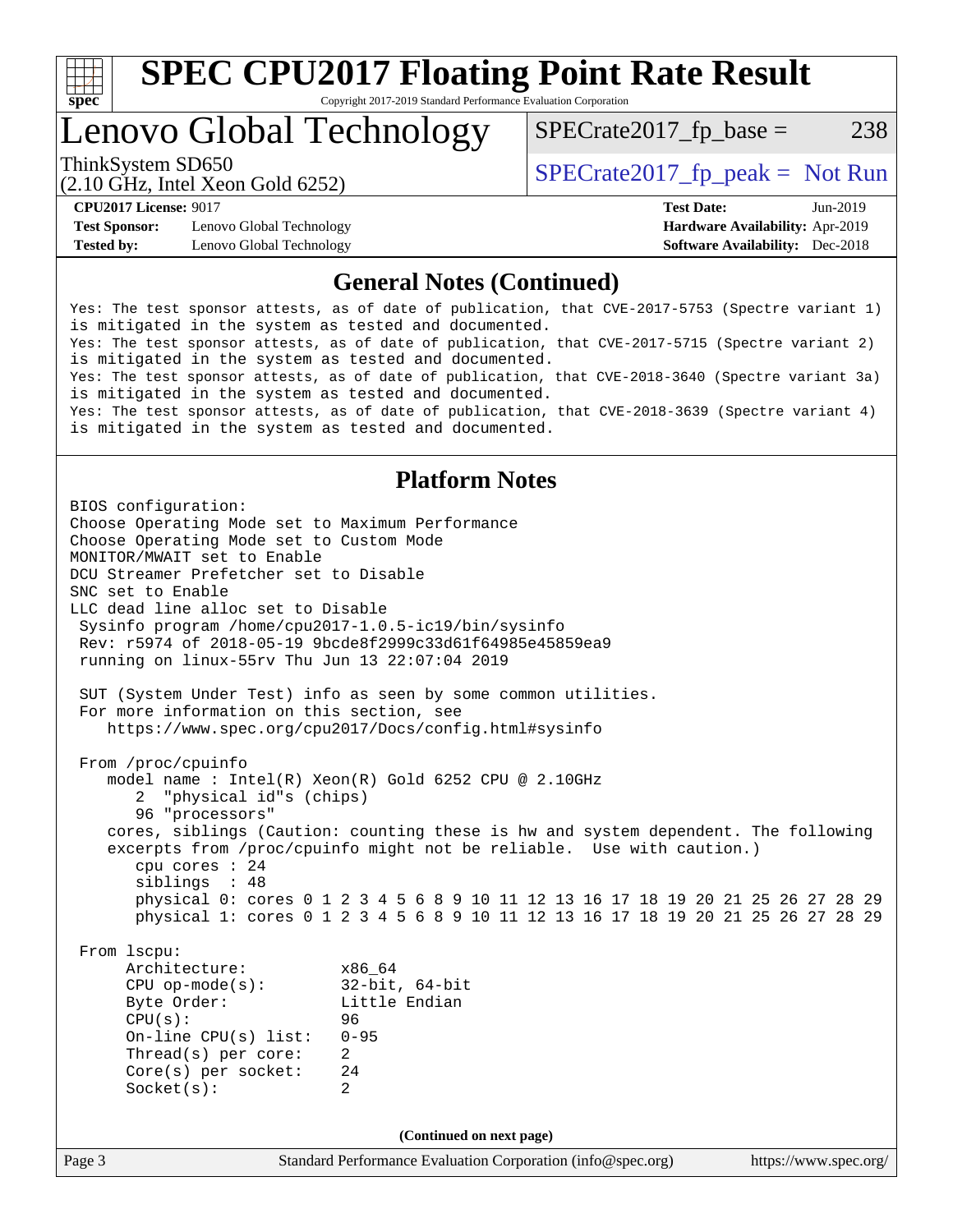# SPEC CPU2017 Floating Point Rate Result

Copyright 2017-2019 Standard Performance Evaluation Corporation

## Lenovo Global Technology

ThinkSystem SD650
(2.10 GHz, Intel Xeon Gold 6252)

SPECrate2017_fp_base = 238

SPECrate2017_fp_peak = Not Run

**CPU2017 License:** 9017
**Test Sponsor:** Lenovo Global Technology
**Tested by:** Lenovo Global Technology

**Test Date:** Jun-2019
**Hardware Availability:** Apr-2019
**Software Availability:** Dec-2018

### General Notes (Continued)

```
Yes: The test sponsor attests, as of date of publication, that CVE-2017-5753 (Spectre variant 1)
is mitigated in the system as tested and documented.
Yes: The test sponsor attests, as of date of publication, that CVE-2017-5715 (Spectre variant 2)
is mitigated in the system as tested and documented.
Yes: The test sponsor attests, as of date of publication, that CVE-2018-3640 (Spectre variant 3a)
is mitigated in the system as tested and documented.
Yes: The test sponsor attests, as of date of publication, that CVE-2018-3639 (Spectre variant 4)
is mitigated in the system as tested and documented.
```

### Platform Notes

```
BIOS configuration:
Choose Operating Mode set to Maximum Performance
Choose Operating Mode set to Custom Mode
MONITOR/MWAIT set to Enable
DCU Streamer Prefetcher set to Disable
SNC set to Enable
LLC dead line alloc set to Disable
 Sysinfo program /home/cpu2017-1.0.5-ic19/bin/sysinfo
 Rev: r5974 of 2018-05-19 9bcde8f2999c33d61f64985e45859ea9
 running on linux-55rv Thu Jun 13 22:07:04 2019

 SUT (System Under Test) info as seen by some common utilities.
 For more information on this section, see
    https://www.spec.org/cpu2017/Docs/config.html#sysinfo

 From /proc/cpuinfo
    model name : Intel(R) Xeon(R) Gold 6252 CPU @ 2.10GHz
       2  "physical id"s (chips)
       96 "processors"
    cores, siblings (Caution: counting these is hw and system dependent. The following
    excerpts from /proc/cpuinfo might not be reliable.  Use with caution.)
       cpu cores : 24
       siblings  : 48
       physical 0: cores 0 1 2 3 4 5 6 8 9 10 11 12 13 16 17 18 19 20 21 25 26 27 28 29
       physical 1: cores 0 1 2 3 4 5 6 8 9 10 11 12 13 16 17 18 19 20 21 25 26 27 28 29

 From lscpu:
      Architecture:          x86_64
      CPU op-mode(s):        32-bit, 64-bit
      Byte Order:            Little Endian
      CPU(s):                96
      On-line CPU(s) list:   0-95
      Thread(s) per core:    2
      Core(s) per socket:    24
      Socket(s):             2
```

(Continued on next page)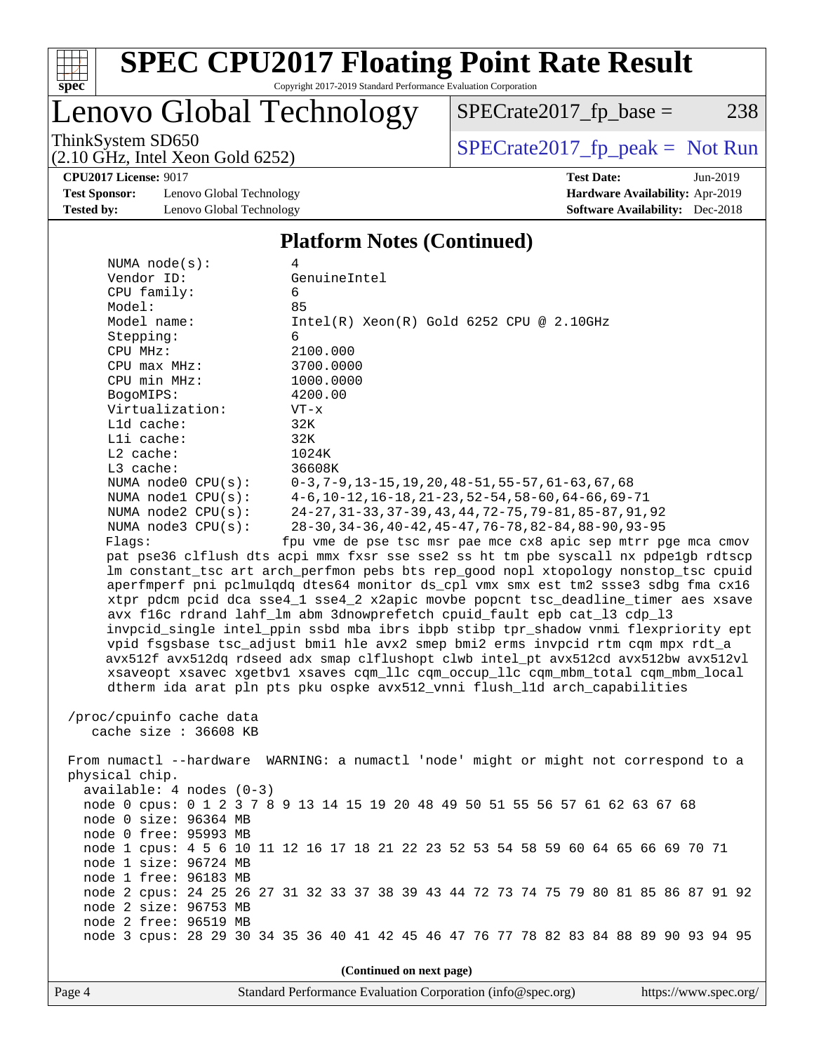## Platform Notes (Continued)

```
NUMA node(s):          4
Vendor ID:             GenuineIntel
CPU family:            6
Model:                 85
Model name:            Intel(R) Xeon(R) Gold 6252 CPU @ 2.10GHz
Stepping:              6
CPU MHz:               2100.000
CPU max MHz:           3700.0000
CPU min MHz:           1000.0000
BogoMIPS:              4200.00
Virtualization:        VT-x
L1d cache:             32K
L1i cache:             32K
L2 cache:              1024K
L3 cache:              36608K
NUMA node0 CPU(s):     0-3,7-9,13-15,19,20,48-51,55-57,61-63,67,68
NUMA node1 CPU(s):     4-6,10-12,16-18,21-23,52-54,58-60,64-66,69-71
NUMA node2 CPU(s):     24-27,31-33,37-39,43,44,72-75,79-81,85-87,91,92
NUMA node3 CPU(s):     28-30,34-36,40-42,45-47,76-78,82-84,88-90,93-95
Flags:                 fpu vme de pse tsc msr pae mce cx8 apic sep mtrr pge mca cmov
  pat pse36 clflush dts acpi mmx fxsr sse sse2 ss ht tm pbe syscall nx pdpe1gb rdtscp
  lm constant_tsc art arch_perfmon pebs bts rep_good nopl xtopology nonstop_tsc cpuid
  aperfmperf pni pclmulqdq dtes64 monitor ds_cpl vmx smx est tm2 ssse3 sdbg fma cx16
  xtpr pdcm pcid dca sse4_1 sse4_2 x2apic movbe popcnt tsc_deadline_timer aes xsave
  avx f16c rdrand lahf_lm abm 3dnowprefetch cpuid_fault epb cat_l3 cdp_l3
  invpcid_single intel_ppin ssbd mba ibrs ibpb stibp tpr_shadow vnmi flexpriority ept
  vpid fsgsbase tsc_adjust bmi1 hle avx2 smep bmi2 erms invpcid rtm cqm mpx rdt_a
  avx512f avx512dq rdseed adx smap clflushopt clwb intel_pt avx512cd avx512bw avx512vl
  xsaveopt xsavec xgetbv1 xsaves cqm_llc cqm_occup_llc cqm_mbm_total cqm_mbm_local
  dtherm ida arat pln pts pku ospke avx512_vnni flush_l1d arch_capabilities

/proc/cpuinfo cache data
   cache size : 36608 KB

From numactl --hardware  WARNING: a numactl 'node' might or might not correspond to a
physical chip.
  available: 4 nodes (0-3)
  node 0 cpus: 0 1 2 3 7 8 9 13 14 15 19 20 48 49 50 51 55 56 57 61 62 63 67 68
  node 0 size: 96364 MB
  node 0 free: 95993 MB
  node 1 cpus: 4 5 6 10 11 12 16 17 18 21 22 23 52 53 54 58 59 60 64 65 66 69 70 71
  node 1 size: 96724 MB
  node 1 free: 96183 MB
  node 2 cpus: 24 25 26 27 31 32 33 37 38 39 43 44 72 73 74 75 79 80 81 85 86 87 91 92
  node 2 size: 96753 MB
  node 2 free: 96519 MB
  node 3 cpus: 28 29 30 34 35 36 40 41 42 45 46 47 76 77 78 82 83 84 88 89 90 93 94 95
```

(Continued on next page)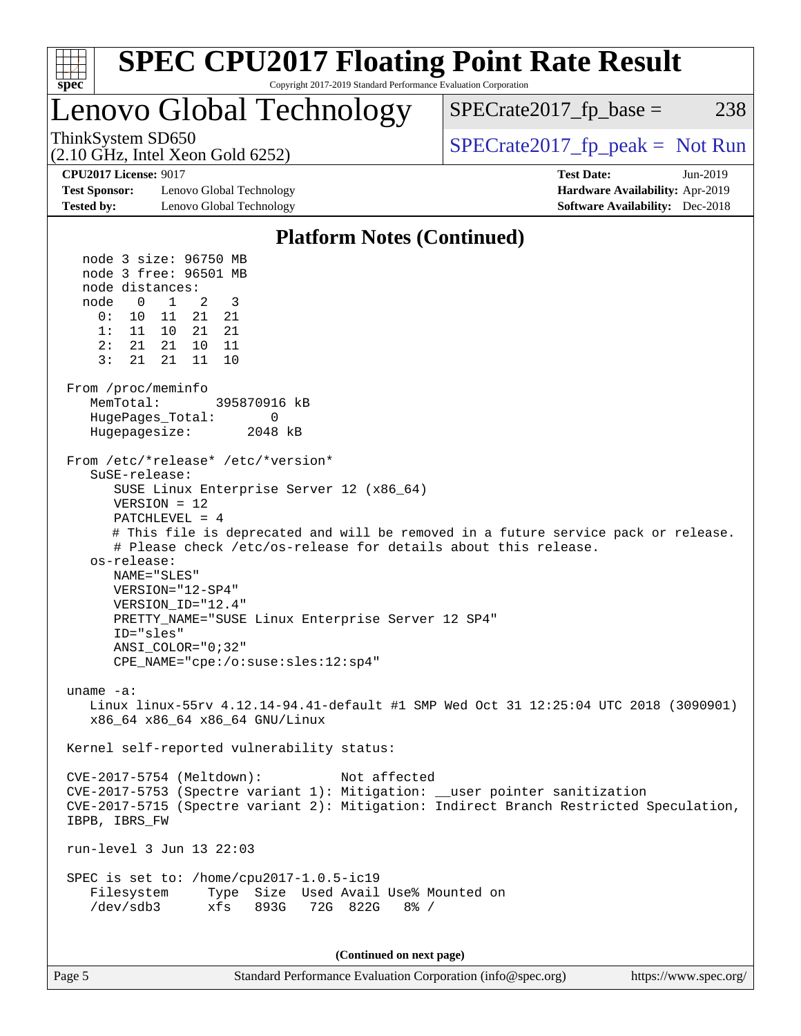## Platform Notes (Continued)

```
  node 3 size: 96750 MB
  node 3 free: 96501 MB
  node distances:
  node   0   1   2   3
    0:  10  11  21  21
    1:  11  10  21  21
    2:  21  21  10  11
    3:  21  21  11  10

From /proc/meminfo
   MemTotal:       395870916 kB
   HugePages_Total:       0
   Hugepagesize:       2048 kB

From /etc/*release* /etc/*version*
   SuSE-release:
      SUSE Linux Enterprise Server 12 (x86_64)
      VERSION = 12
      PATCHLEVEL = 4
      # This file is deprecated and will be removed in a future service pack or release.
      # Please check /etc/os-release for details about this release.
   os-release:
      NAME="SLES"
      VERSION="12-SP4"
      VERSION_ID="12.4"
      PRETTY_NAME="SUSE Linux Enterprise Server 12 SP4"
      ID="sles"
      ANSI_COLOR="0;32"
      CPE_NAME="cpe:/o:suse:sles:12:sp4"

uname -a:
   Linux linux-55rv 4.12.14-94.41-default #1 SMP Wed Oct 31 12:25:04 UTC 2018 (3090901)
   x86_64 x86_64 x86_64 GNU/Linux

Kernel self-reported vulnerability status:

CVE-2017-5754 (Meltdown):          Not affected
CVE-2017-5753 (Spectre variant 1): Mitigation: __user pointer sanitization
CVE-2017-5715 (Spectre variant 2): Mitigation: Indirect Branch Restricted Speculation,
IBPB, IBRS_FW

run-level 3 Jun 13 22:03

SPEC is set to: /home/cpu2017-1.0.5-ic19
   Filesystem     Type  Size  Used Avail Use% Mounted on
   /dev/sdb3      xfs   893G   72G  822G   8% /
```

(Continued on next page)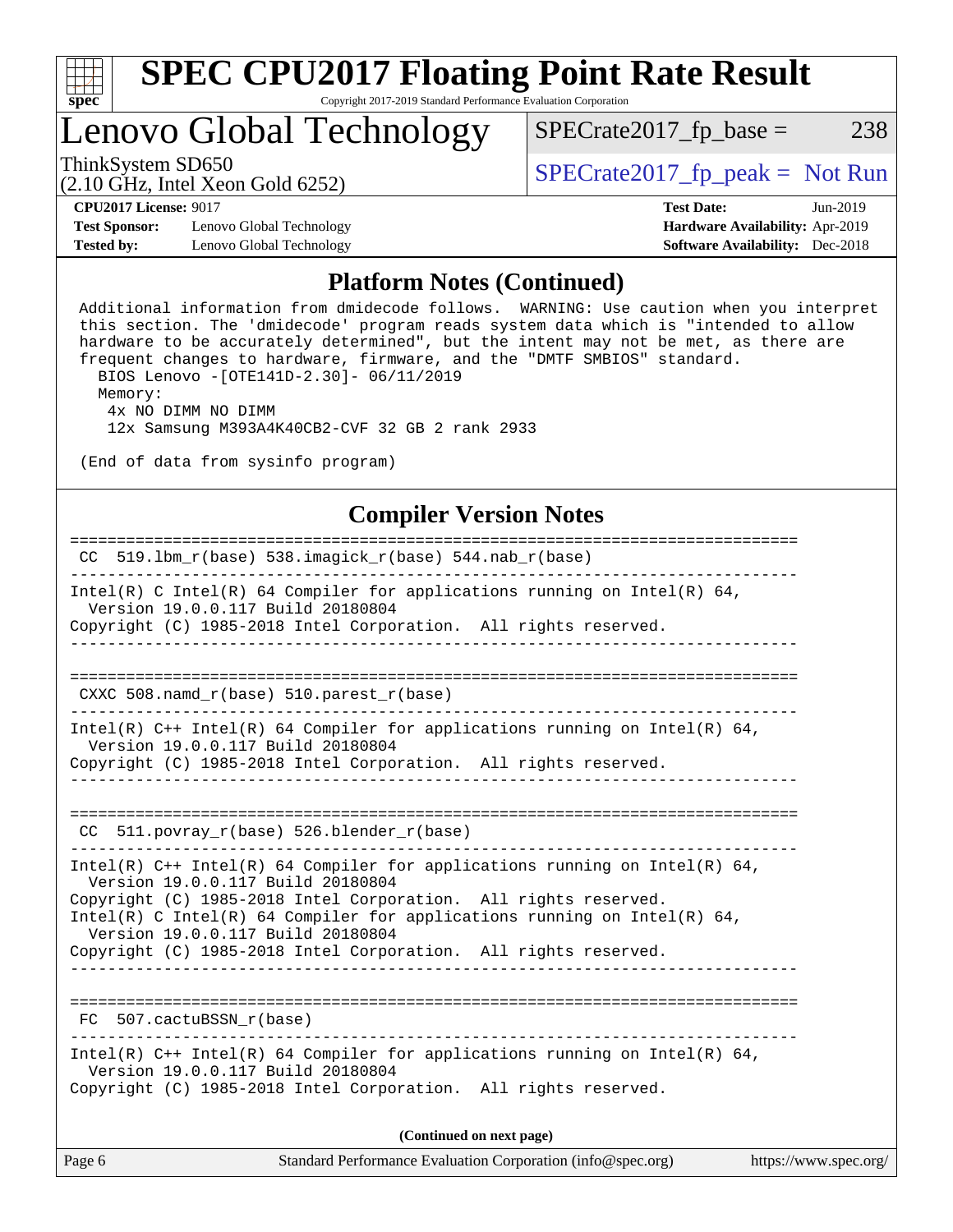## Platform Notes (Continued)

```
Additional information from dmidecode follows.  WARNING: Use caution when you interpret
this section. The 'dmidecode' program reads system data which is "intended to allow
hardware to be accurately determined", but the intent may not be met, as there are
frequent changes to hardware, firmware, and the "DMTF SMBIOS" standard.
  BIOS Lenovo -[OTE141D-2.30]- 06/11/2019
  Memory:
   4x NO DIMM NO DIMM
   12x Samsung M393A4K40CB2-CVF 32 GB 2 rank 2933

(End of data from sysinfo program)
```

## Compiler Version Notes

```
==============================================================================
 CC  519.lbm_r(base) 538.imagick_r(base) 544.nab_r(base)
------------------------------------------------------------------------------
Intel(R) C Intel(R) 64 Compiler for applications running on Intel(R) 64,
  Version 19.0.0.117 Build 20180804
Copyright (C) 1985-2018 Intel Corporation.  All rights reserved.
------------------------------------------------------------------------------

==============================================================================
 CXXC 508.namd_r(base) 510.parest_r(base)
------------------------------------------------------------------------------
Intel(R) C++ Intel(R) 64 Compiler for applications running on Intel(R) 64,
  Version 19.0.0.117 Build 20180804
Copyright (C) 1985-2018 Intel Corporation.  All rights reserved.
------------------------------------------------------------------------------

==============================================================================
 CC  511.povray_r(base) 526.blender_r(base)
------------------------------------------------------------------------------
Intel(R) C++ Intel(R) 64 Compiler for applications running on Intel(R) 64,
  Version 19.0.0.117 Build 20180804
Copyright (C) 1985-2018 Intel Corporation.  All rights reserved.
Intel(R) C Intel(R) 64 Compiler for applications running on Intel(R) 64,
  Version 19.0.0.117 Build 20180804
Copyright (C) 1985-2018 Intel Corporation.  All rights reserved.
------------------------------------------------------------------------------

==============================================================================
 FC  507.cactuBSSN_r(base)
------------------------------------------------------------------------------
Intel(R) C++ Intel(R) 64 Compiler for applications running on Intel(R) 64,
  Version 19.0.0.117 Build 20180804
Copyright (C) 1985-2018 Intel Corporation.  All rights reserved.
```

**(Continued on next page)**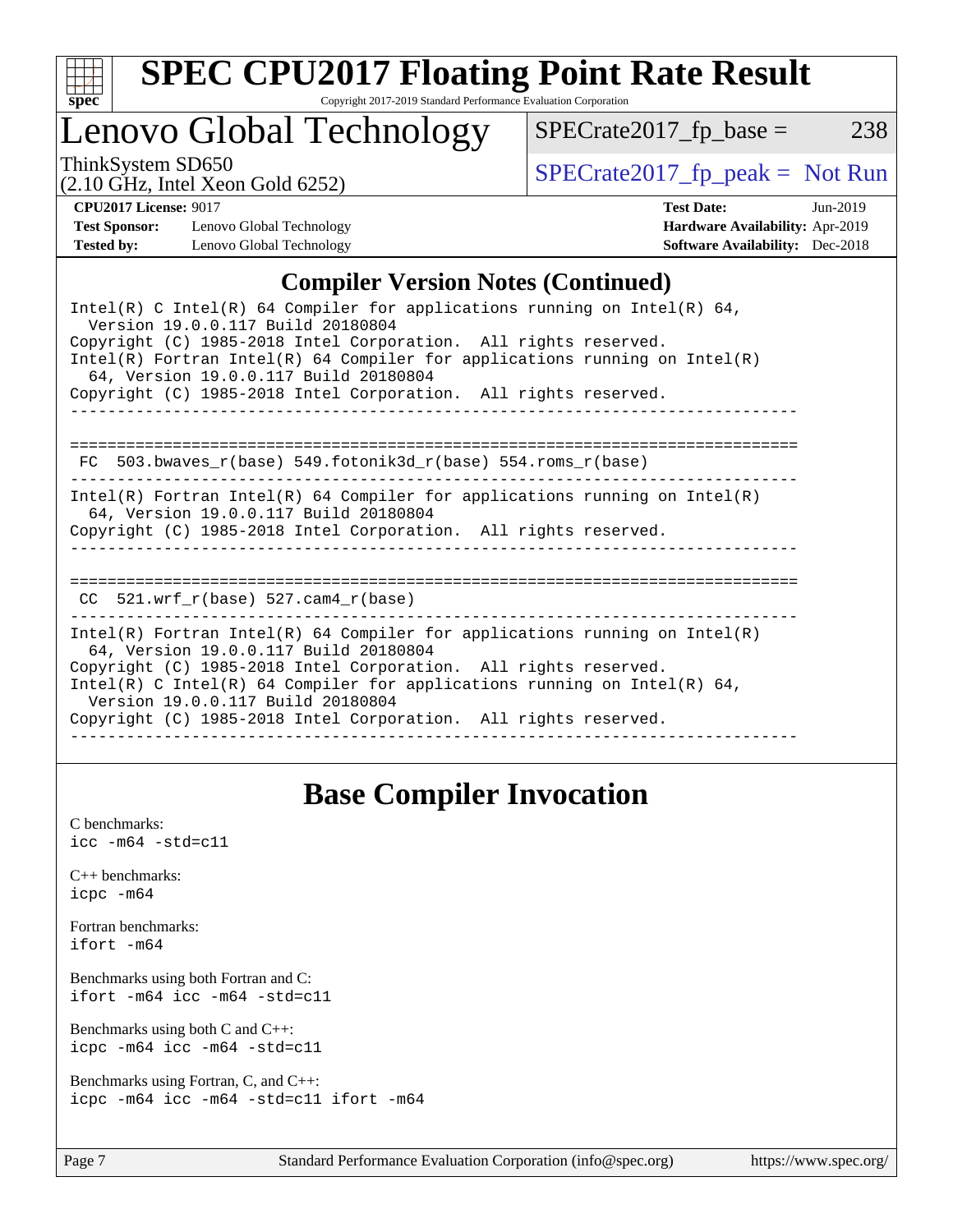## Compiler Version Notes (Continued)

```
Intel(R) C Intel(R) 64 Compiler for applications running on Intel(R) 64,
  Version 19.0.0.117 Build 20180804
Copyright (C) 1985-2018 Intel Corporation.  All rights reserved.
Intel(R) Fortran Intel(R) 64 Compiler for applications running on Intel(R)
  64, Version 19.0.0.117 Build 20180804
Copyright (C) 1985-2018 Intel Corporation.  All rights reserved.
------------------------------------------------------------------------------

==============================================================================
 FC  503.bwaves_r(base) 549.fotonik3d_r(base) 554.roms_r(base)
------------------------------------------------------------------------------
Intel(R) Fortran Intel(R) 64 Compiler for applications running on Intel(R)
  64, Version 19.0.0.117 Build 20180804
Copyright (C) 1985-2018 Intel Corporation.  All rights reserved.
------------------------------------------------------------------------------

==============================================================================
 CC  521.wrf_r(base) 527.cam4_r(base)
------------------------------------------------------------------------------
Intel(R) Fortran Intel(R) 64 Compiler for applications running on Intel(R)
  64, Version 19.0.0.117 Build 20180804
Copyright (C) 1985-2018 Intel Corporation.  All rights reserved.
Intel(R) C Intel(R) 64 Compiler for applications running on Intel(R) 64,
  Version 19.0.0.117 Build 20180804
Copyright (C) 1985-2018 Intel Corporation.  All rights reserved.
------------------------------------------------------------------------------
```

## Base Compiler Invocation

C benchmarks:
`icc -m64 -std=c11`

C++ benchmarks:
`icpc -m64`

Fortran benchmarks:
`ifort -m64`

Benchmarks using both Fortran and C:
`ifort -m64 icc -m64 -std=c11`

Benchmarks using both C and C++:
`icpc -m64 icc -m64 -std=c11`

Benchmarks using Fortran, C, and C++:
`icpc -m64 icc -m64 -std=c11 ifort -m64`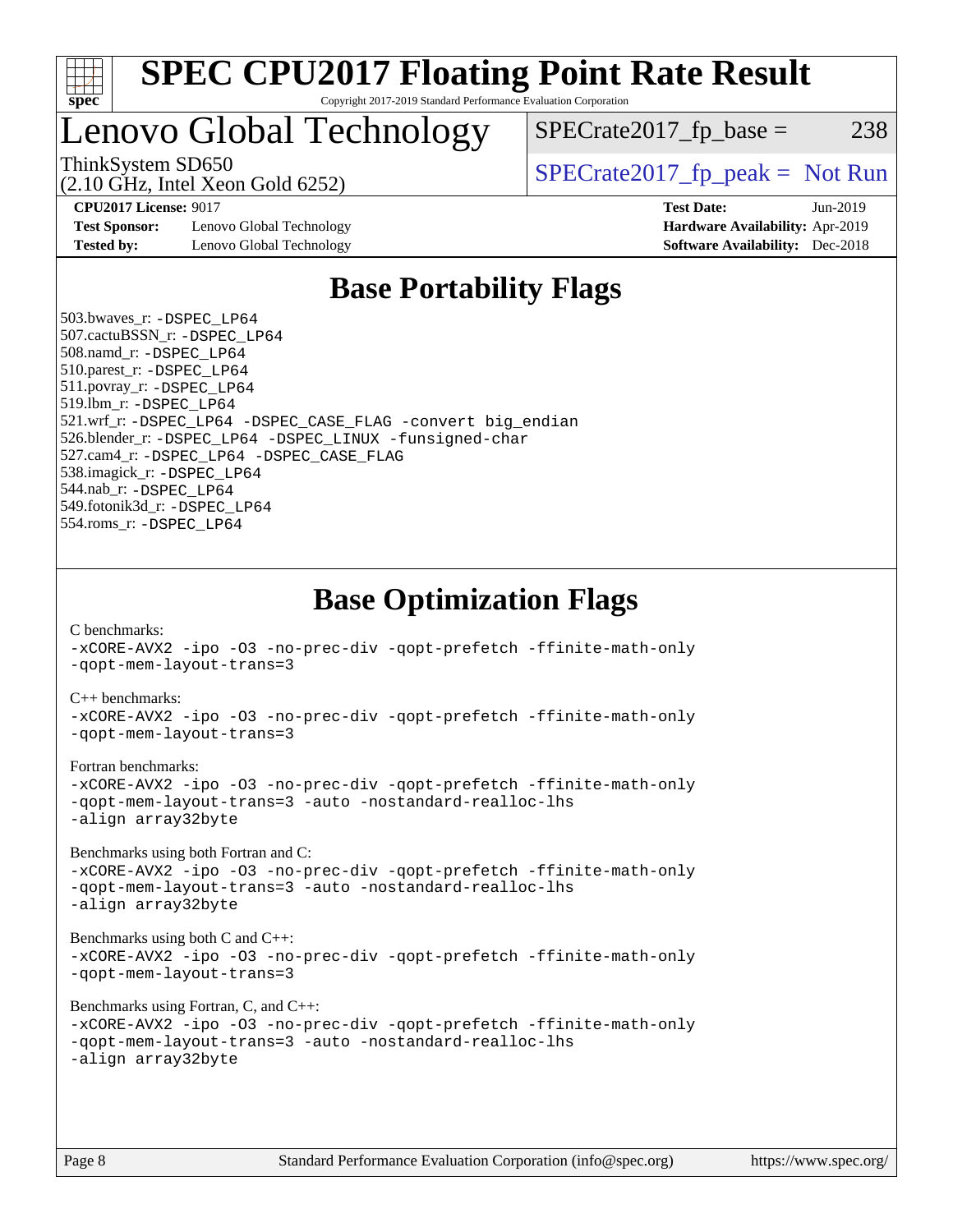# SPEC CPU2017 Floating Point Rate Result

Copyright 2017-2019 Standard Performance Evaluation Corporation

## Lenovo Global Technology

ThinkSystem SD650
(2.10 GHz, Intel Xeon Gold 6252)

SPECrate2017_fp_base = 238

SPECrate2017_fp_peak = Not Run

**CPU2017 License:** 9017
**Test Sponsor:** Lenovo Global Technology
**Tested by:** Lenovo Global Technology

**Test Date:** Jun-2019
**Hardware Availability:** Apr-2019
**Software Availability:** Dec-2018

## Base Portability Flags

503.bwaves_r: `-DSPEC_LP64`
507.cactuBSSN_r: `-DSPEC_LP64`
508.namd_r: `-DSPEC_LP64`
510.parest_r: `-DSPEC_LP64`
511.povray_r: `-DSPEC_LP64`
519.lbm_r: `-DSPEC_LP64`
521.wrf_r: `-DSPEC_LP64 -DSPEC_CASE_FLAG -convert big_endian`
526.blender_r: `-DSPEC_LP64 -DSPEC_LINUX -funsigned-char`
527.cam4_r: `-DSPEC_LP64 -DSPEC_CASE_FLAG`
538.imagick_r: `-DSPEC_LP64`
544.nab_r: `-DSPEC_LP64`
549.fotonik3d_r: `-DSPEC_LP64`
554.roms_r: `-DSPEC_LP64`

## Base Optimization Flags

C benchmarks:
```
-xCORE-AVX2 -ipo -O3 -no-prec-div -qopt-prefetch -ffinite-math-only
-qopt-mem-layout-trans=3
```

C++ benchmarks:
```
-xCORE-AVX2 -ipo -O3 -no-prec-div -qopt-prefetch -ffinite-math-only
-qopt-mem-layout-trans=3
```

Fortran benchmarks:
```
-xCORE-AVX2 -ipo -O3 -no-prec-div -qopt-prefetch -ffinite-math-only
-qopt-mem-layout-trans=3 -auto -nostandard-realloc-lhs
-align array32byte
```

Benchmarks using both Fortran and C:
```
-xCORE-AVX2 -ipo -O3 -no-prec-div -qopt-prefetch -ffinite-math-only
-qopt-mem-layout-trans=3 -auto -nostandard-realloc-lhs
-align array32byte
```

Benchmarks using both C and C++:
```
-xCORE-AVX2 -ipo -O3 -no-prec-div -qopt-prefetch -ffinite-math-only
-qopt-mem-layout-trans=3
```

Benchmarks using Fortran, C, and C++:
```
-xCORE-AVX2 -ipo -O3 -no-prec-div -qopt-prefetch -ffinite-math-only
-qopt-mem-layout-trans=3 -auto -nostandard-realloc-lhs
-align array32byte
```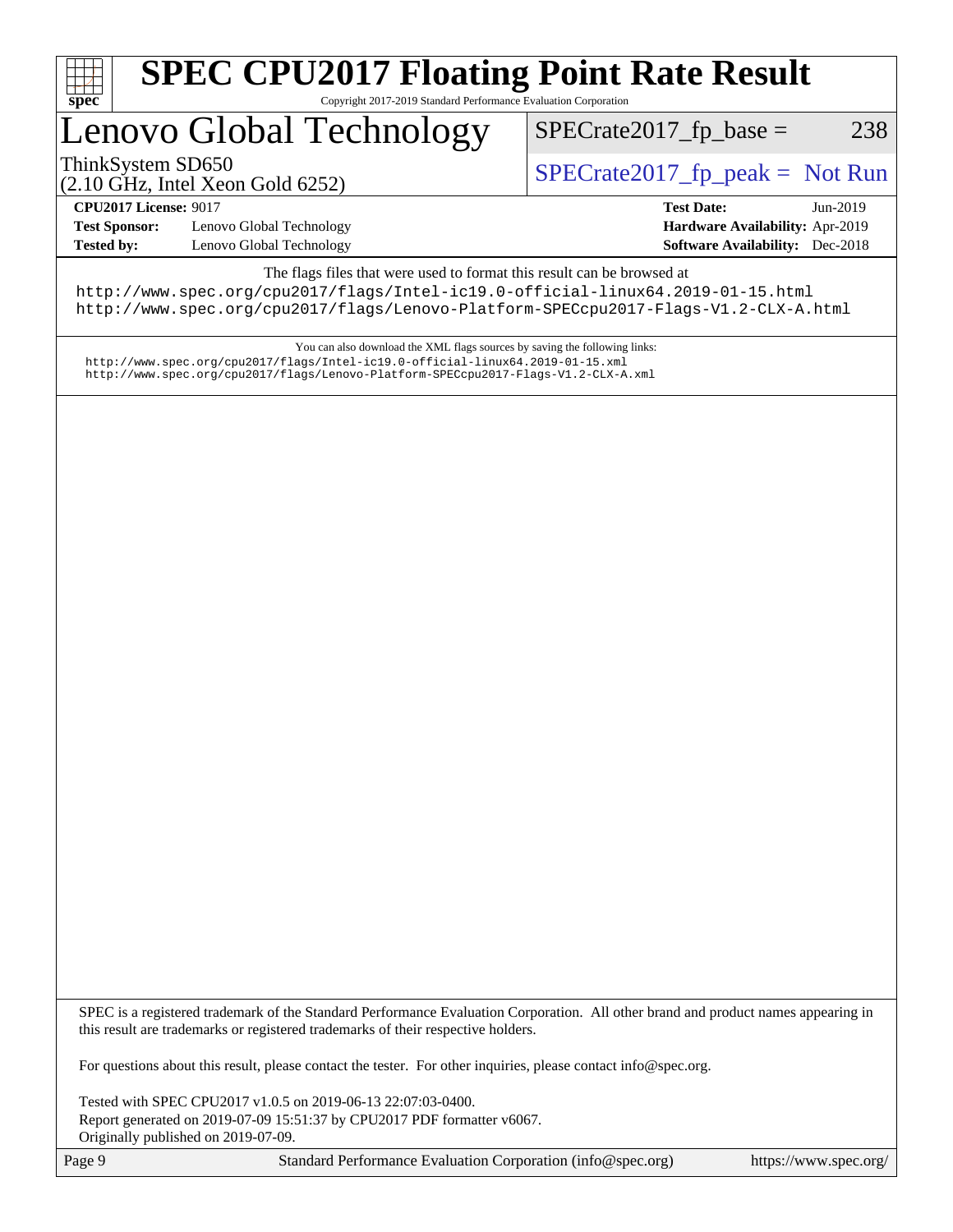# SPEC CPU2017 Floating Point Rate Result

Copyright 2017-2019 Standard Performance Evaluation Corporation

# Lenovo Global Technology

ThinkSystem SD650
(2.10 GHz, Intel Xeon Gold 6252)

SPECrate2017_fp_base = 238

SPECrate2017_fp_peak = Not Run

**CPU2017 License:** 9017
**Test Sponsor:** Lenovo Global Technology
**Tested by:** Lenovo Global Technology

**Test Date:** Jun-2019
**Hardware Availability:** Apr-2019
**Software Availability:** Dec-2018

The flags files that were used to format this result can be browsed at

http://www.spec.org/cpu2017/flags/Intel-ic19.0-official-linux64.2019-01-15.html
http://www.spec.org/cpu2017/flags/Lenovo-Platform-SPECcpu2017-Flags-V1.2-CLX-A.html

You can also download the XML flags sources by saving the following links:

http://www.spec.org/cpu2017/flags/Intel-ic19.0-official-linux64.2019-01-15.xml
http://www.spec.org/cpu2017/flags/Lenovo-Platform-SPECcpu2017-Flags-V1.2-CLX-A.xml

SPEC is a registered trademark of the Standard Performance Evaluation Corporation. All other brand and product names appearing in this result are trademarks or registered trademarks of their respective holders.

For questions about this result, please contact the tester. For other inquiries, please contact info@spec.org.

Tested with SPEC CPU2017 v1.0.5 on 2019-06-13 22:07:03-0400.
Report generated on 2019-07-09 15:51:37 by CPU2017 PDF formatter v6067.
Originally published on 2019-07-09.